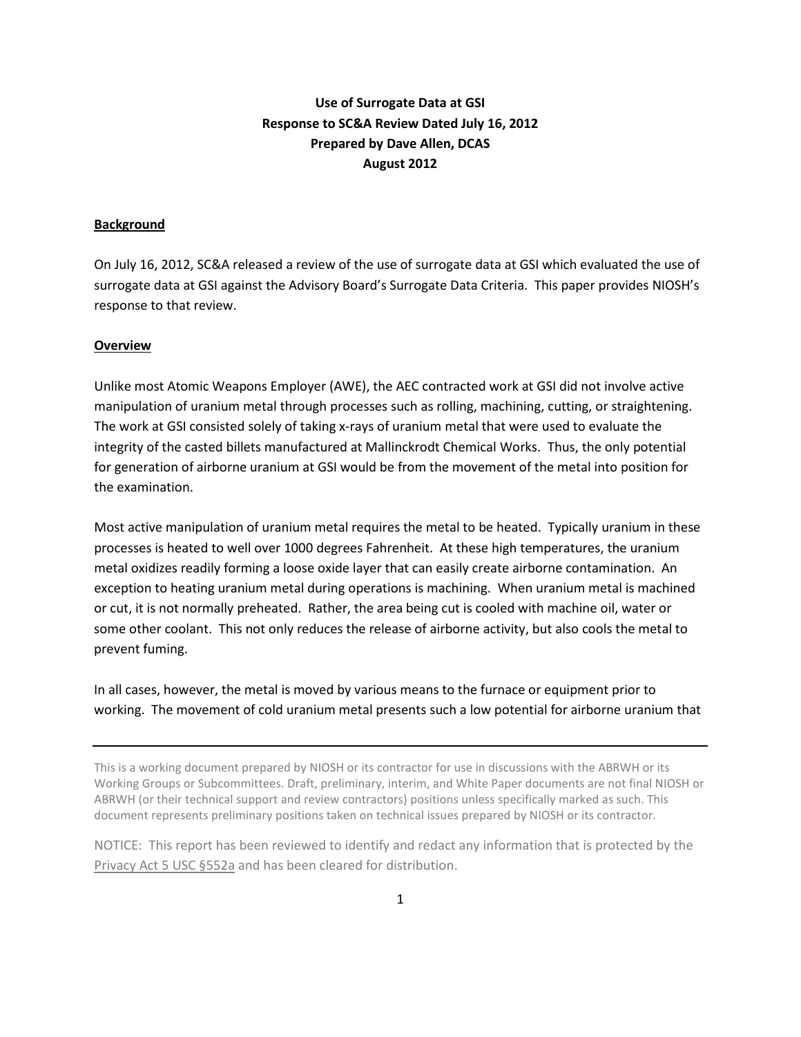**Use of Surrogate Data at GSI**
**Response to SC&A Review Dated July 16, 2012**
**Prepared by Dave Allen, DCAS**
**August 2012**

## Background

On July 16, 2012, SC&A released a review of the use of surrogate data at GSI which evaluated the use of surrogate data at GSI against the Advisory Board's Surrogate Data Criteria. This paper provides NIOSH's response to that review.

## Overview

Unlike most Atomic Weapons Employer (AWE), the AEC contracted work at GSI did not involve active manipulation of uranium metal through processes such as rolling, machining, cutting, or straightening. The work at GSI consisted solely of taking x-rays of uranium metal that were used to evaluate the integrity of the casted billets manufactured at Mallinckrodt Chemical Works. Thus, the only potential for generation of airborne uranium at GSI would be from the movement of the metal into position for the examination.

Most active manipulation of uranium metal requires the metal to be heated. Typically uranium in these processes is heated to well over 1000 degrees Fahrenheit. At these high temperatures, the uranium metal oxidizes readily forming a loose oxide layer that can easily create airborne contamination. An exception to heating uranium metal during operations is machining. When uranium metal is machined or cut, it is not normally preheated. Rather, the area being cut is cooled with machine oil, water or some other coolant. This not only reduces the release of airborne activity, but also cools the metal to prevent fuming.

In all cases, however, the metal is moved by various means to the furnace or equipment prior to working. The movement of cold uranium metal presents such a low potential for airborne uranium that

---

This is a working document prepared by NIOSH or its contractor for use in discussions with the ABRWH or its Working Groups or Subcommittees. Draft, preliminary, interim, and White Paper documents are not final NIOSH or ABRWH (or their technical support and review contractors) positions unless specifically marked as such. This document represents preliminary positions taken on technical issues prepared by NIOSH or its contractor.

NOTICE: This report has been reviewed to identify and redact any information that is protected by the Privacy Act 5 USC §552a and has been cleared for distribution.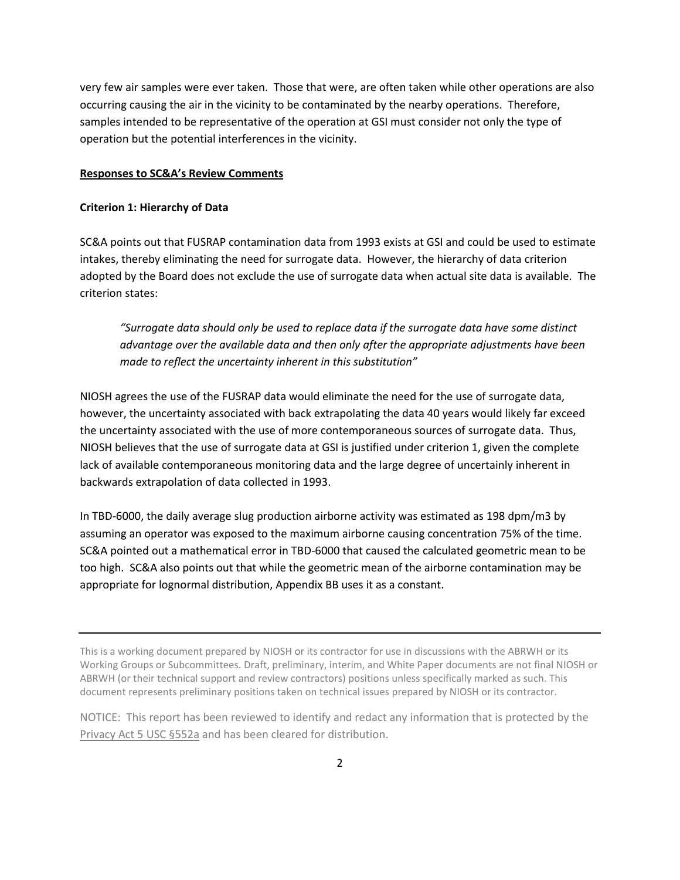very few air samples were ever taken. Those that were, are often taken while other operations are also occurring causing the air in the vicinity to be contaminated by the nearby operations. Therefore, samples intended to be representative of the operation at GSI must consider not only the type of operation but the potential interferences in the vicinity.

**Responses to SC&A's Review Comments**

**Criterion 1: Hierarchy of Data**

SC&A points out that FUSRAP contamination data from 1993 exists at GSI and could be used to estimate intakes, thereby eliminating the need for surrogate data. However, the hierarchy of data criterion adopted by the Board does not exclude the use of surrogate data when actual site data is available. The criterion states:

> *"Surrogate data should only be used to replace data if the surrogate data have some distinct advantage over the available data and then only after the appropriate adjustments have been made to reflect the uncertainty inherent in this substitution"*

NIOSH agrees the use of the FUSRAP data would eliminate the need for the use of surrogate data, however, the uncertainty associated with back extrapolating the data 40 years would likely far exceed the uncertainty associated with the use of more contemporaneous sources of surrogate data. Thus, NIOSH believes that the use of surrogate data at GSI is justified under criterion 1, given the complete lack of available contemporaneous monitoring data and the large degree of uncertainly inherent in backwards extrapolation of data collected in 1993.

In TBD-6000, the daily average slug production airborne activity was estimated as 198 dpm/m3 by assuming an operator was exposed to the maximum airborne causing concentration 75% of the time. SC&A pointed out a mathematical error in TBD-6000 that caused the calculated geometric mean to be too high. SC&A also points out that while the geometric mean of the airborne contamination may be appropriate for lognormal distribution, Appendix BB uses it as a constant.

This is a working document prepared by NIOSH or its contractor for use in discussions with the ABRWH or its Working Groups or Subcommittees. Draft, preliminary, interim, and White Paper documents are not final NIOSH or ABRWH (or their technical support and review contractors) positions unless specifically marked as such. This document represents preliminary positions taken on technical issues prepared by NIOSH or its contractor.

NOTICE: This report has been reviewed to identify and redact any information that is protected by the Privacy Act 5 USC §552a and has been cleared for distribution.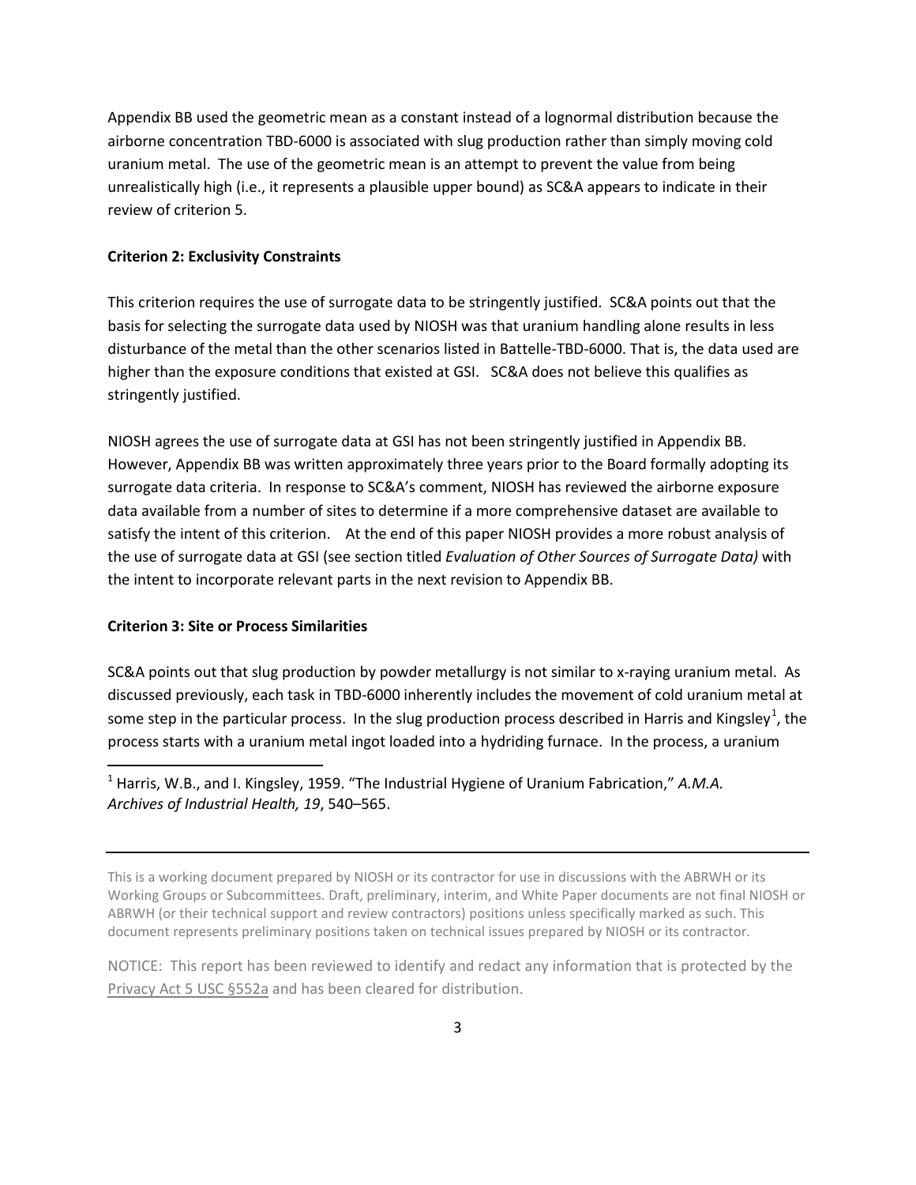Appendix BB used the geometric mean as a constant instead of a lognormal distribution because the airborne concentration TBD-6000 is associated with slug production rather than simply moving cold uranium metal. The use of the geometric mean is an attempt to prevent the value from being unrealistically high (i.e., it represents a plausible upper bound) as SC&A appears to indicate in their review of criterion 5.

**Criterion 2: Exclusivity Constraints**

This criterion requires the use of surrogate data to be stringently justified. SC&A points out that the basis for selecting the surrogate data used by NIOSH was that uranium handling alone results in less disturbance of the metal than the other scenarios listed in Battelle-TBD-6000. That is, the data used are higher than the exposure conditions that existed at GSI. SC&A does not believe this qualifies as stringently justified.

NIOSH agrees the use of surrogate data at GSI has not been stringently justified in Appendix BB. However, Appendix BB was written approximately three years prior to the Board formally adopting its surrogate data criteria. In response to SC&A's comment, NIOSH has reviewed the airborne exposure data available from a number of sites to determine if a more comprehensive dataset are available to satisfy the intent of this criterion. At the end of this paper NIOSH provides a more robust analysis of the use of surrogate data at GSI (see section titled *Evaluation of Other Sources of Surrogate Data)* with the intent to incorporate relevant parts in the next revision to Appendix BB.

**Criterion 3: Site or Process Similarities**

SC&A points out that slug production by powder metallurgy is not similar to x-raying uranium metal. As discussed previously, each task in TBD-6000 inherently includes the movement of cold uranium metal at some step in the particular process. In the slug production process described in Harris and Kingsley[1], the process starts with a uranium metal ingot loaded into a hydriding furnace. In the process, a uranium

[1] Harris, W.B., and I. Kingsley, 1959. "The Industrial Hygiene of Uranium Fabrication," *A.M.A. Archives of Industrial Health, 19*, 540–565.

This is a working document prepared by NIOSH or its contractor for use in discussions with the ABRWH or its Working Groups or Subcommittees. Draft, preliminary, interim, and White Paper documents are not final NIOSH or ABRWH (or their technical support and review contractors) positions unless specifically marked as such. This document represents preliminary positions taken on technical issues prepared by NIOSH or its contractor.

NOTICE: This report has been reviewed to identify and redact any information that is protected by the Privacy Act 5 USC §552a and has been cleared for distribution.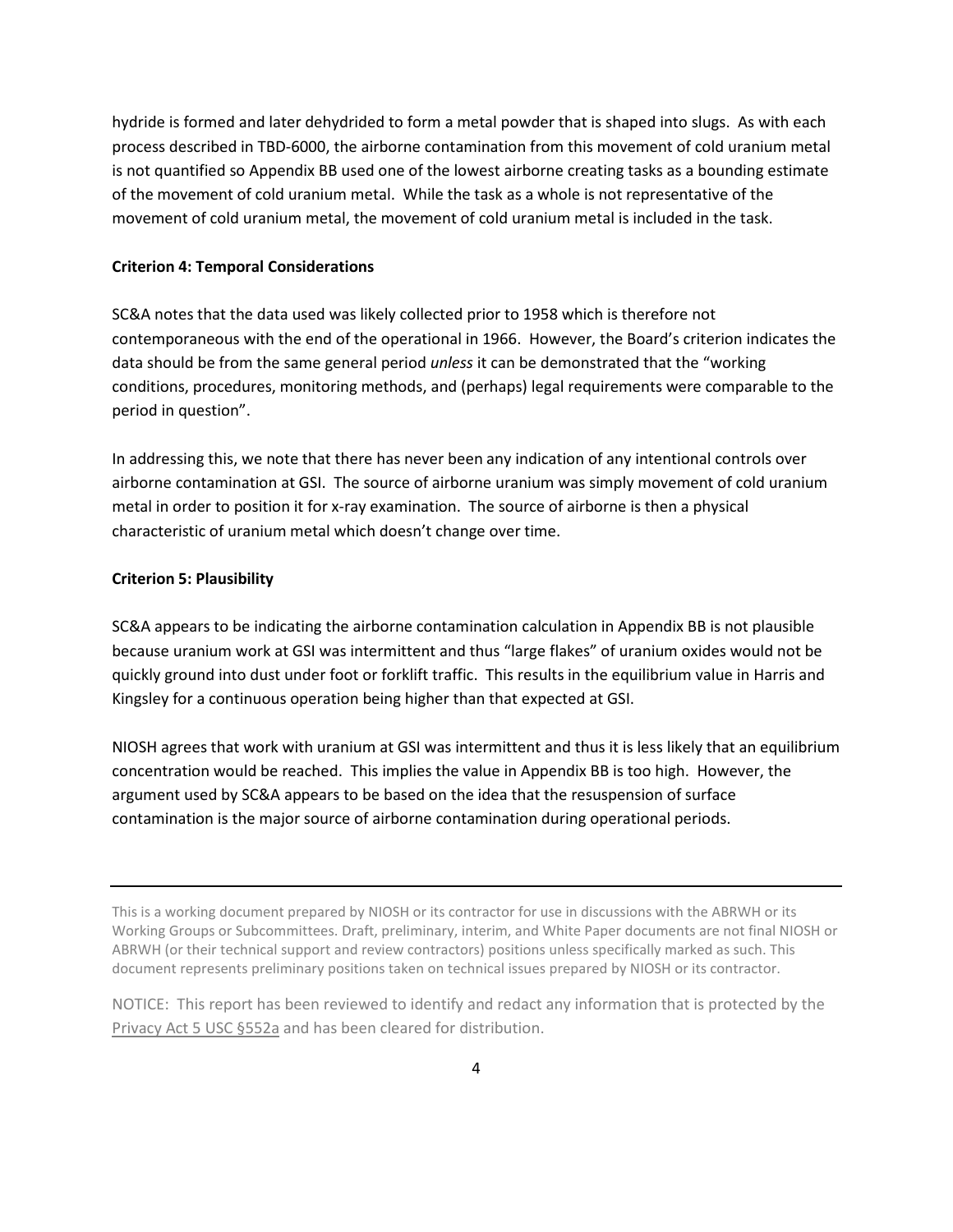hydride is formed and later dehydrided to form a metal powder that is shaped into slugs. As with each process described in TBD-6000, the airborne contamination from this movement of cold uranium metal is not quantified so Appendix BB used one of the lowest airborne creating tasks as a bounding estimate of the movement of cold uranium metal. While the task as a whole is not representative of the movement of cold uranium metal, the movement of cold uranium metal is included in the task.

**Criterion 4: Temporal Considerations**

SC&A notes that the data used was likely collected prior to 1958 which is therefore not contemporaneous with the end of the operational in 1966. However, the Board's criterion indicates the data should be from the same general period *unless* it can be demonstrated that the "working conditions, procedures, monitoring methods, and (perhaps) legal requirements were comparable to the period in question".

In addressing this, we note that there has never been any indication of any intentional controls over airborne contamination at GSI. The source of airborne uranium was simply movement of cold uranium metal in order to position it for x-ray examination. The source of airborne is then a physical characteristic of uranium metal which doesn't change over time.

**Criterion 5: Plausibility**

SC&A appears to be indicating the airborne contamination calculation in Appendix BB is not plausible because uranium work at GSI was intermittent and thus "large flakes" of uranium oxides would not be quickly ground into dust under foot or forklift traffic. This results in the equilibrium value in Harris and Kingsley for a continuous operation being higher than that expected at GSI.

NIOSH agrees that work with uranium at GSI was intermittent and thus it is less likely that an equilibrium concentration would be reached. This implies the value in Appendix BB is too high. However, the argument used by SC&A appears to be based on the idea that the resuspension of surface contamination is the major source of airborne contamination during operational periods.

---

This is a working document prepared by NIOSH or its contractor for use in discussions with the ABRWH or its Working Groups or Subcommittees. Draft, preliminary, interim, and White Paper documents are not final NIOSH or ABRWH (or their technical support and review contractors) positions unless specifically marked as such. This document represents preliminary positions taken on technical issues prepared by NIOSH or its contractor.

NOTICE: This report has been reviewed to identify and redact any information that is protected by the Privacy Act 5 USC §552a and has been cleared for distribution.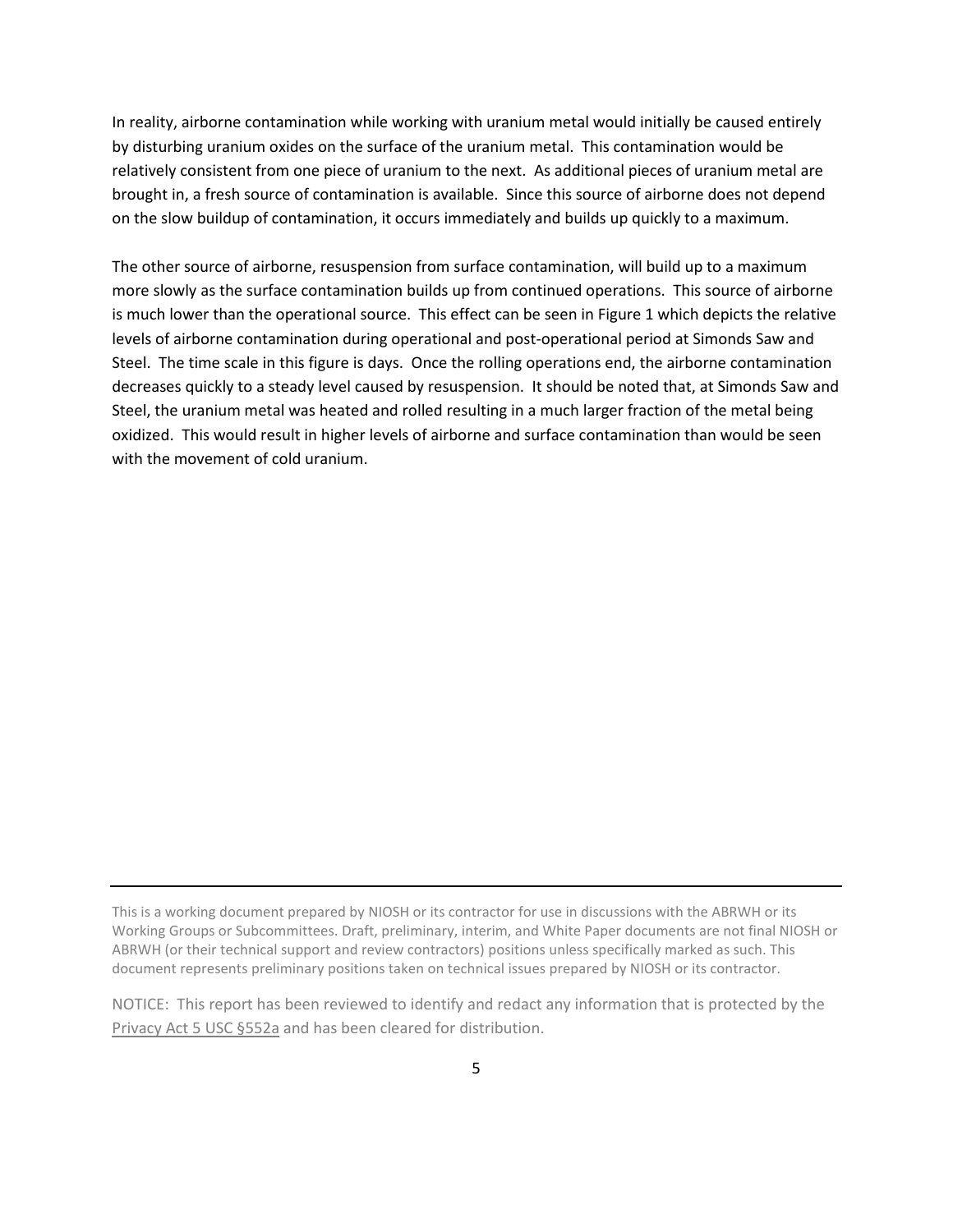In reality, airborne contamination while working with uranium metal would initially be caused entirely by disturbing uranium oxides on the surface of the uranium metal. This contamination would be relatively consistent from one piece of uranium to the next. As additional pieces of uranium metal are brought in, a fresh source of contamination is available. Since this source of airborne does not depend on the slow buildup of contamination, it occurs immediately and builds up quickly to a maximum.

The other source of airborne, resuspension from surface contamination, will build up to a maximum more slowly as the surface contamination builds up from continued operations. This source of airborne is much lower than the operational source. This effect can be seen in Figure 1 which depicts the relative levels of airborne contamination during operational and post-operational period at Simonds Saw and Steel. The time scale in this figure is days. Once the rolling operations end, the airborne contamination decreases quickly to a steady level caused by resuspension. It should be noted that, at Simonds Saw and Steel, the uranium metal was heated and rolled resulting in a much larger fraction of the metal being oxidized. This would result in higher levels of airborne and surface contamination than would be seen with the movement of cold uranium.

This is a working document prepared by NIOSH or its contractor for use in discussions with the ABRWH or its Working Groups or Subcommittees. Draft, preliminary, interim, and White Paper documents are not final NIOSH or ABRWH (or their technical support and review contractors) positions unless specifically marked as such. This document represents preliminary positions taken on technical issues prepared by NIOSH or its contractor.

NOTICE: This report has been reviewed to identify and redact any information that is protected by the Privacy Act 5 USC §552a and has been cleared for distribution.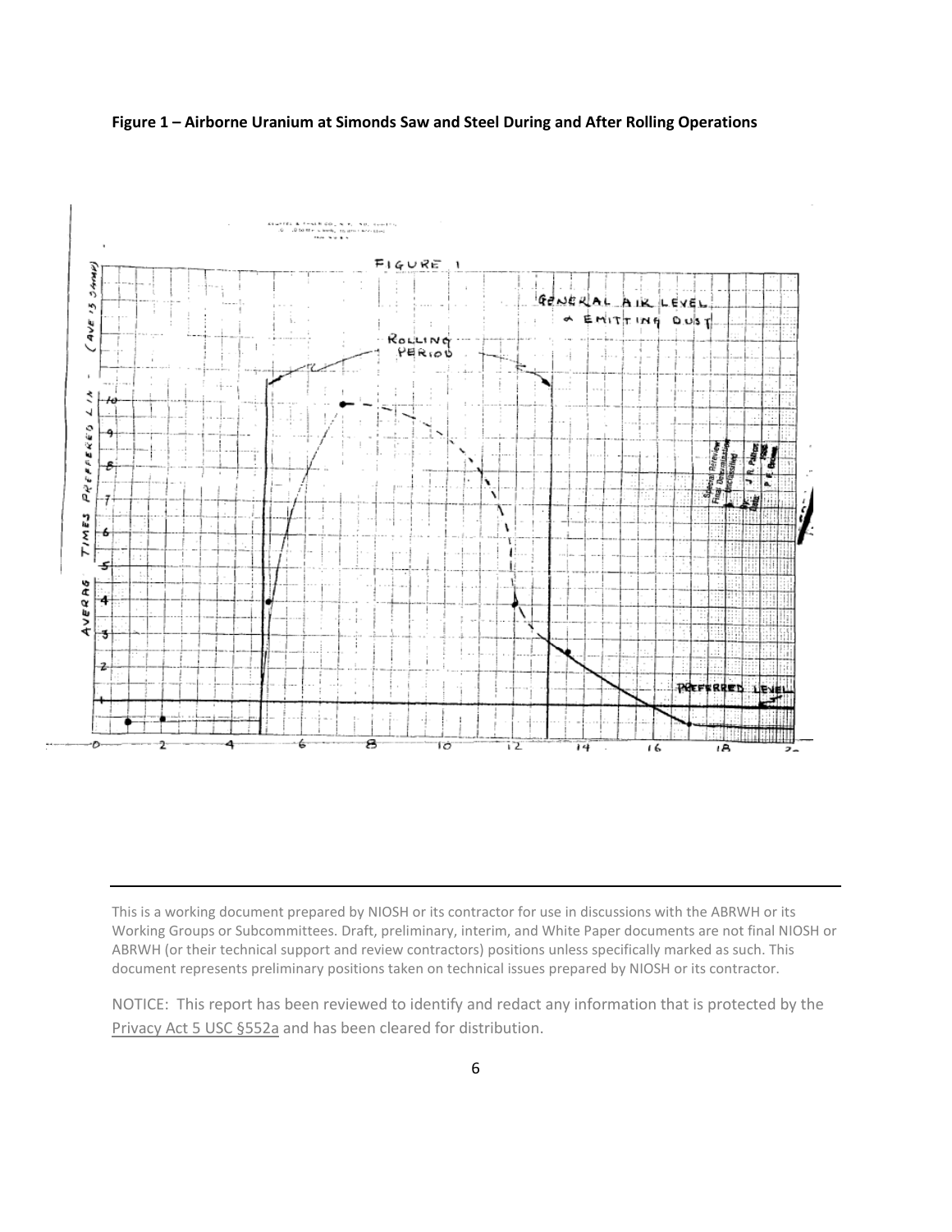**Figure 1 – Airborne Uranium at Simonds Saw and Steel During and After Rolling Operations**

This is a working document prepared by NIOSH or its contractor for use in discussions with the ABRWH or its Working Groups or Subcommittees. Draft, preliminary, interim, and White Paper documents are not final NIOSH or ABRWH (or their technical support and review contractors) positions unless specifically marked as such. This document represents preliminary positions taken on technical issues prepared by NIOSH or its contractor.

NOTICE: This report has been reviewed to identify and redact any information that is protected by the Privacy Act 5 USC §552a and has been cleared for distribution.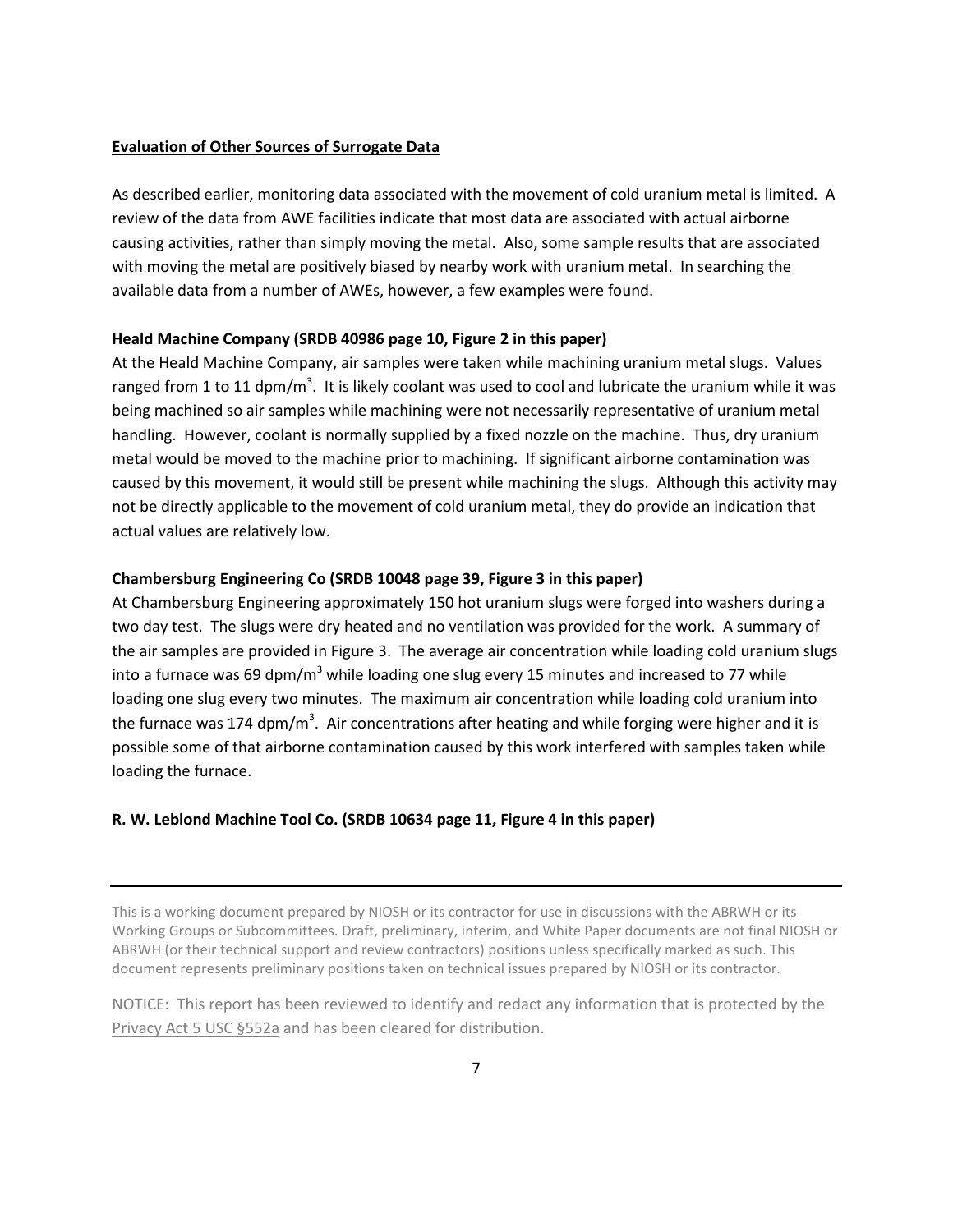**Evaluation of Other Sources of Surrogate Data**

As described earlier, monitoring data associated with the movement of cold uranium metal is limited. A review of the data from AWE facilities indicate that most data are associated with actual airborne causing activities, rather than simply moving the metal. Also, some sample results that are associated with moving the metal are positively biased by nearby work with uranium metal. In searching the available data from a number of AWEs, however, a few examples were found.

**Heald Machine Company (SRDB 40986 page 10, Figure 2 in this paper)**

At the Heald Machine Company, air samples were taken while machining uranium metal slugs. Values ranged from 1 to 11 dpm/$m^3$. It is likely coolant was used to cool and lubricate the uranium while it was being machined so air samples while machining were not necessarily representative of uranium metal handling. However, coolant is normally supplied by a fixed nozzle on the machine. Thus, dry uranium metal would be moved to the machine prior to machining. If significant airborne contamination was caused by this movement, it would still be present while machining the slugs. Although this activity may not be directly applicable to the movement of cold uranium metal, they do provide an indication that actual values are relatively low.

**Chambersburg Engineering Co (SRDB 10048 page 39, Figure 3 in this paper)**

At Chambersburg Engineering approximately 150 hot uranium slugs were forged into washers during a two day test. The slugs were dry heated and no ventilation was provided for the work. A summary of the air samples are provided in Figure 3. The average air concentration while loading cold uranium slugs into a furnace was 69 dpm/$m^3$ while loading one slug every 15 minutes and increased to 77 while loading one slug every two minutes. The maximum air concentration while loading cold uranium into the furnace was 174 dpm/$m^3$. Air concentrations after heating and while forging were higher and it is possible some of that airborne contamination caused by this work interfered with samples taken while loading the furnace.

**R. W. Leblond Machine Tool Co. (SRDB 10634 page 11, Figure 4 in this paper)**

This is a working document prepared by NIOSH or its contractor for use in discussions with the ABRWH or its Working Groups or Subcommittees. Draft, preliminary, interim, and White Paper documents are not final NIOSH or ABRWH (or their technical support and review contractors) positions unless specifically marked as such. This document represents preliminary positions taken on technical issues prepared by NIOSH or its contractor.

NOTICE: This report has been reviewed to identify and redact any information that is protected by the Privacy Act 5 USC §552a and has been cleared for distribution.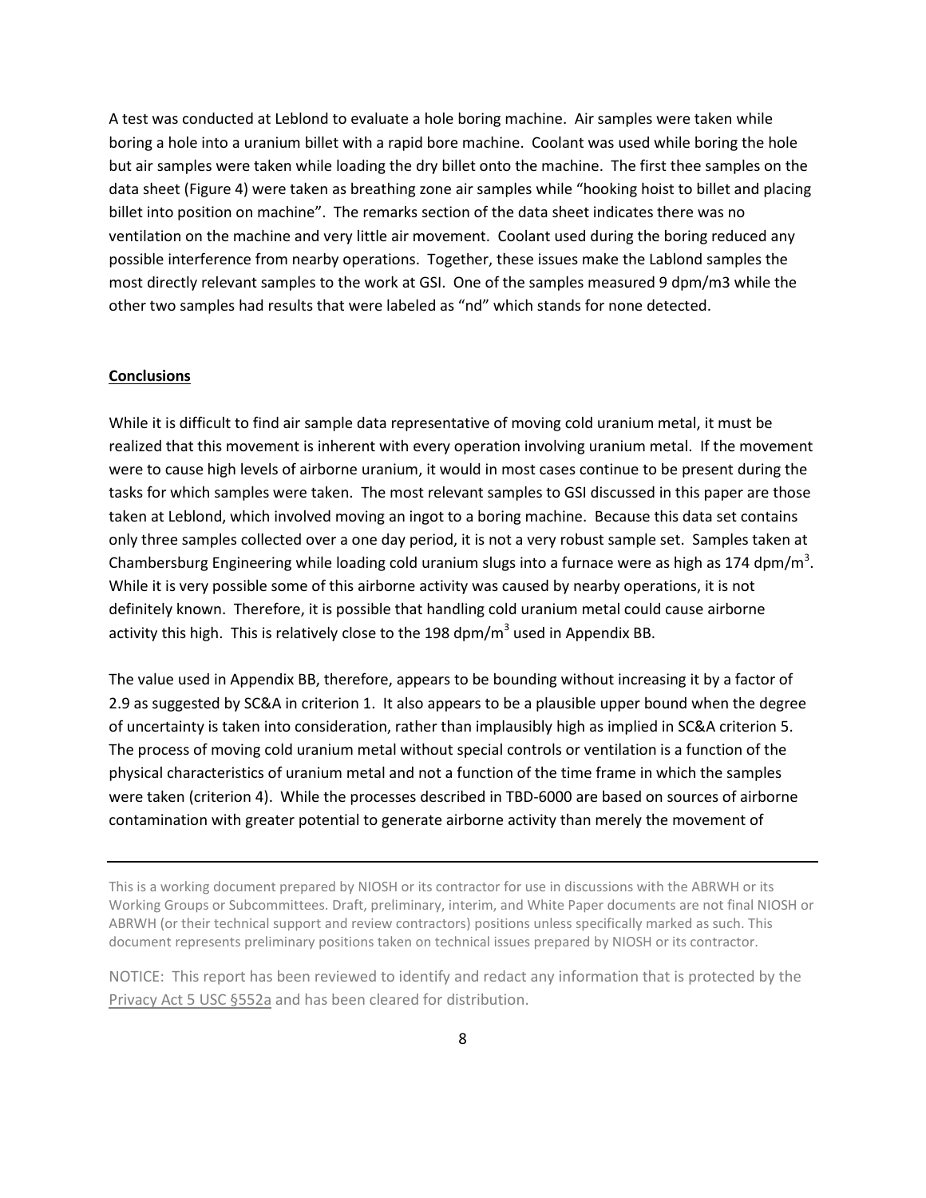A test was conducted at Leblond to evaluate a hole boring machine. Air samples were taken while boring a hole into a uranium billet with a rapid bore machine. Coolant was used while boring the hole but air samples were taken while loading the dry billet onto the machine. The first thee samples on the data sheet (Figure 4) were taken as breathing zone air samples while "hooking hoist to billet and placing billet into position on machine". The remarks section of the data sheet indicates there was no ventilation on the machine and very little air movement. Coolant used during the boring reduced any possible interference from nearby operations. Together, these issues make the Lablond samples the most directly relevant samples to the work at GSI. One of the samples measured 9 dpm/m3 while the other two samples had results that were labeled as "nd" which stands for none detected.

## Conclusions

While it is difficult to find air sample data representative of moving cold uranium metal, it must be realized that this movement is inherent with every operation involving uranium metal. If the movement were to cause high levels of airborne uranium, it would in most cases continue to be present during the tasks for which samples were taken. The most relevant samples to GSI discussed in this paper are those taken at Leblond, which involved moving an ingot to a boring machine. Because this data set contains only three samples collected over a one day period, it is not a very robust sample set. Samples taken at Chambersburg Engineering while loading cold uranium slugs into a furnace were as high as 174 dpm/m$^3$. While it is very possible some of this airborne activity was caused by nearby operations, it is not definitely known. Therefore, it is possible that handling cold uranium metal could cause airborne activity this high. This is relatively close to the 198 dpm/m$^3$ used in Appendix BB.

The value used in Appendix BB, therefore, appears to be bounding without increasing it by a factor of 2.9 as suggested by SC&A in criterion 1. It also appears to be a plausible upper bound when the degree of uncertainty is taken into consideration, rather than implausibly high as implied in SC&A criterion 5. The process of moving cold uranium metal without special controls or ventilation is a function of the physical characteristics of uranium metal and not a function of the time frame in which the samples were taken (criterion 4). While the processes described in TBD-6000 are based on sources of airborne contamination with greater potential to generate airborne activity than merely the movement of

---

This is a working document prepared by NIOSH or its contractor for use in discussions with the ABRWH or its Working Groups or Subcommittees. Draft, preliminary, interim, and White Paper documents are not final NIOSH or ABRWH (or their technical support and review contractors) positions unless specifically marked as such. This document represents preliminary positions taken on technical issues prepared by NIOSH or its contractor.

NOTICE: This report has been reviewed to identify and redact any information that is protected by the Privacy Act 5 USC §552a and has been cleared for distribution.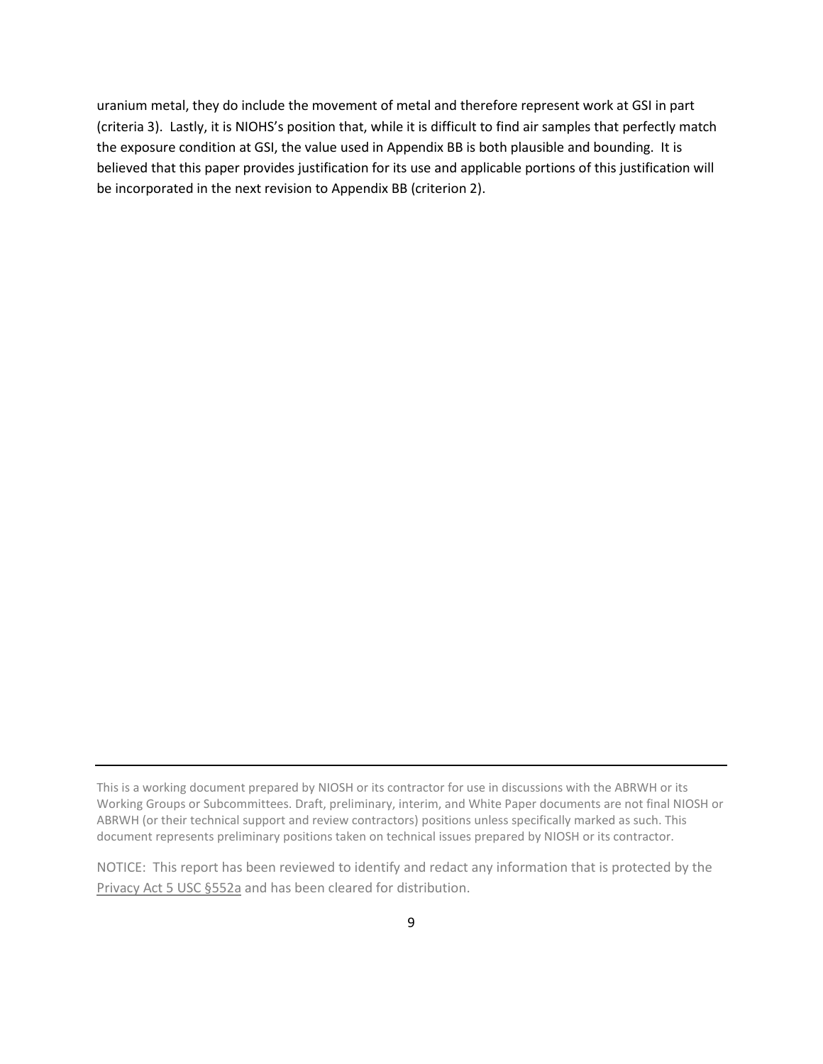uranium metal, they do include the movement of metal and therefore represent work at GSI in part (criteria 3). Lastly, it is NIOHS's position that, while it is difficult to find air samples that perfectly match the exposure condition at GSI, the value used in Appendix BB is both plausible and bounding. It is believed that this paper provides justification for its use and applicable portions of this justification will be incorporated in the next revision to Appendix BB (criterion 2).

---

This is a working document prepared by NIOSH or its contractor for use in discussions with the ABRWH or its Working Groups or Subcommittees. Draft, preliminary, interim, and White Paper documents are not final NIOSH or ABRWH (or their technical support and review contractors) positions unless specifically marked as such. This document represents preliminary positions taken on technical issues prepared by NIOSH or its contractor.

NOTICE: This report has been reviewed to identify and redact any information that is protected by the Privacy Act 5 USC §552a and has been cleared for distribution.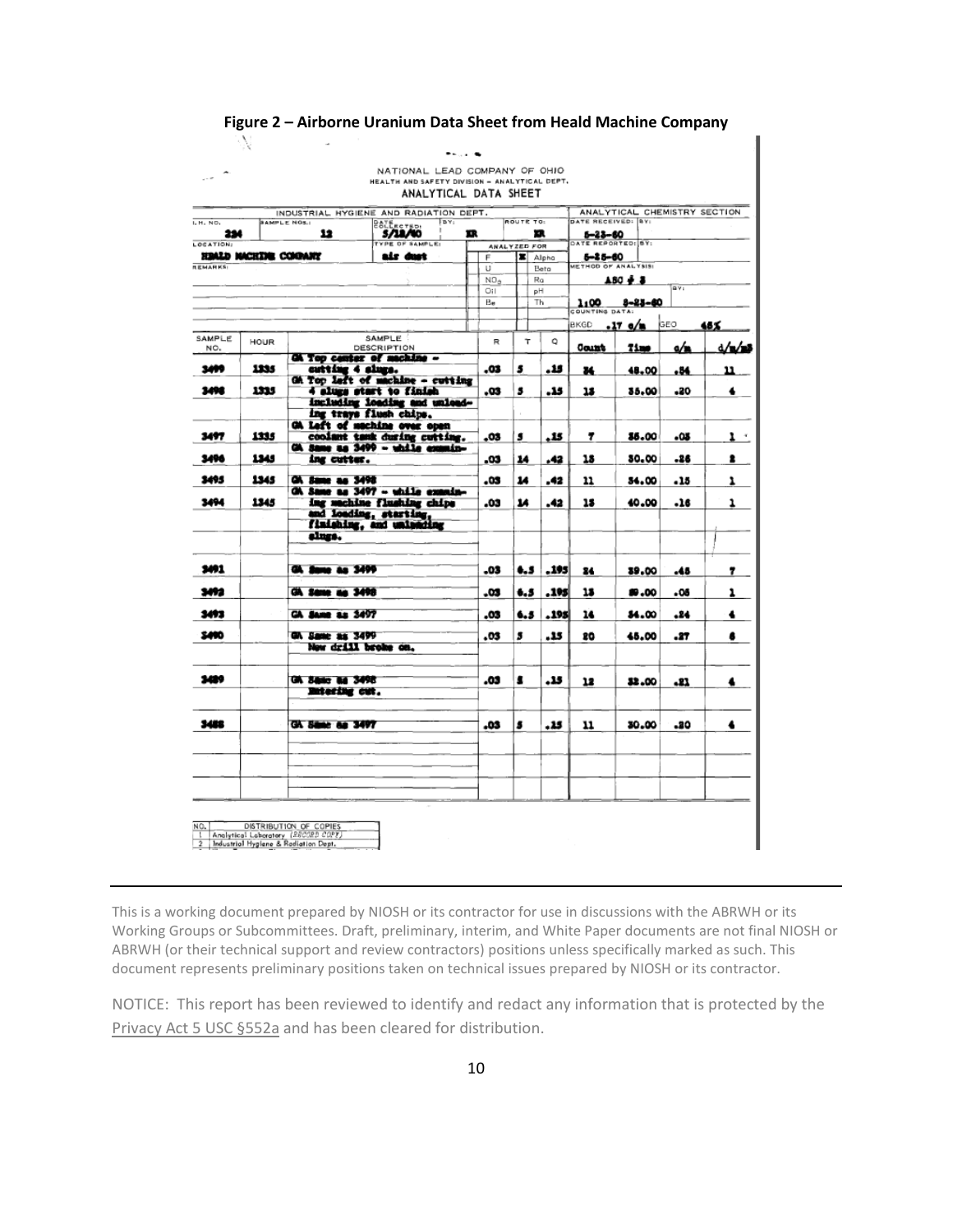**Figure 2 – Airborne Uranium Data Sheet from Heald Machine Company**

NATIONAL LEAD COMPANY OF OHIO
HEALTH AND SAFETY DIVISION – ANALYTICAL DEPT.
ANALYTICAL DATA SHEET

INDUSTRIAL HYGIENE AND RADIATION DEPT.

I.H. NO.: 234 | SAMPLE NOS.: 12 | DATE COLLECTED: 5/18/60 | BY: ER | ROUTE TO: ER

LOCATION: HEALD MACHINE COMPANY | TYPE OF SAMPLE: air dust

ANALYZED FOR: F, U, $NO_3$, Oil, Be, X Alpha, Beta, Ra, pH, Th

REMARKS:

ANALYTICAL CHEMISTRY SECTION

DATE RECEIVED: 5-23-60 | BY:
DATE REPORTED: 5-25-60 | BY:
METHOD OF ANALYSIS: A50 # 3
1:00 5-23-60 | BY:
COUNTING DATA:
BKGD .17 c/m | GEO 48%

| SAMPLE NO. | HOUR | SAMPLE DESCRIPTION | R | T | Q | Count | Time | c/m | d/m/m3 |
|---|---|---|---|---|---|---|---|---|---|
| 3499 | 1335 | GA Top center of machine – cutting 4 slugs. | .03 | 5 | .15 | 24 | 48.00 | .34 | 11 |
| 3498 | 1335 | GA Top left of machine – cutting 4 slugs start to finish including loading and unloading trays flush chips. | .03 | 5 | .15 | 15 | 35.00 | .20 | 4 |
| 3497 | 1335 | GA Left of machine over open coolant tank during cutting. | .03 | 5 | .15 | 7 | 35.00 | .03 | 1 |
| 3496 | 1345 | GA Same as 3499 – while examining cutter. | .03 | 14 | .42 | 15 | 30.00 | .26 | 2 |
| 3495 | 1345 | GA Same as 3498 | .03 | 14 | .42 | 11 | 34.00 | .15 | 1 |
| 3494 | 1345 | GA Same as 3497 – while examining machine flushing chips and loading, starting, finishing, and unloading slugs. | .03 | 14 | .42 | 13 | 40.00 | .16 | 1 |
| 3491 | | GA Same as 3499 | .03 | 6.5 | .195 | 24 | 39.00 | .45 | 7 |
| 3492 | | GA Same as 3498 | .03 | 6.5 | .195 | 13 | 59.00 | .05 | 1 |
| 3493 | | GA Same as 3497 | .03 | 6.5 | .195 | 14 | 34.00 | .24 | 4 |
| 3490 | | GA Same as 3499 New drill broke on. | .03 | 5 | .15 | 20 | 45.00 | .27 | 6 |
| 3489 | | GA Same as 3498 Entering cut. | .03 | 5 | .15 | 12 | 32.00 | .21 | 4 |
| 3488 | | GA Same as 3497 | .03 | 5 | .15 | 11 | 30.00 | .20 | 4 |

| NO. | DISTRIBUTION OF COPIES |
|---|---|
| 1 | Analytical Laboratory (RECORD COPY) |
| 2 | Industrial Hygiene & Radiation Dept. |

This is a working document prepared by NIOSH or its contractor for use in discussions with the ABRWH or its Working Groups or Subcommittees. Draft, preliminary, interim, and White Paper documents are not final NIOSH or ABRWH (or their technical support and review contractors) positions unless specifically marked as such. This document represents preliminary positions taken on technical issues prepared by NIOSH or its contractor.

NOTICE: This report has been reviewed to identify and redact any information that is protected by the Privacy Act 5 USC §552a and has been cleared for distribution.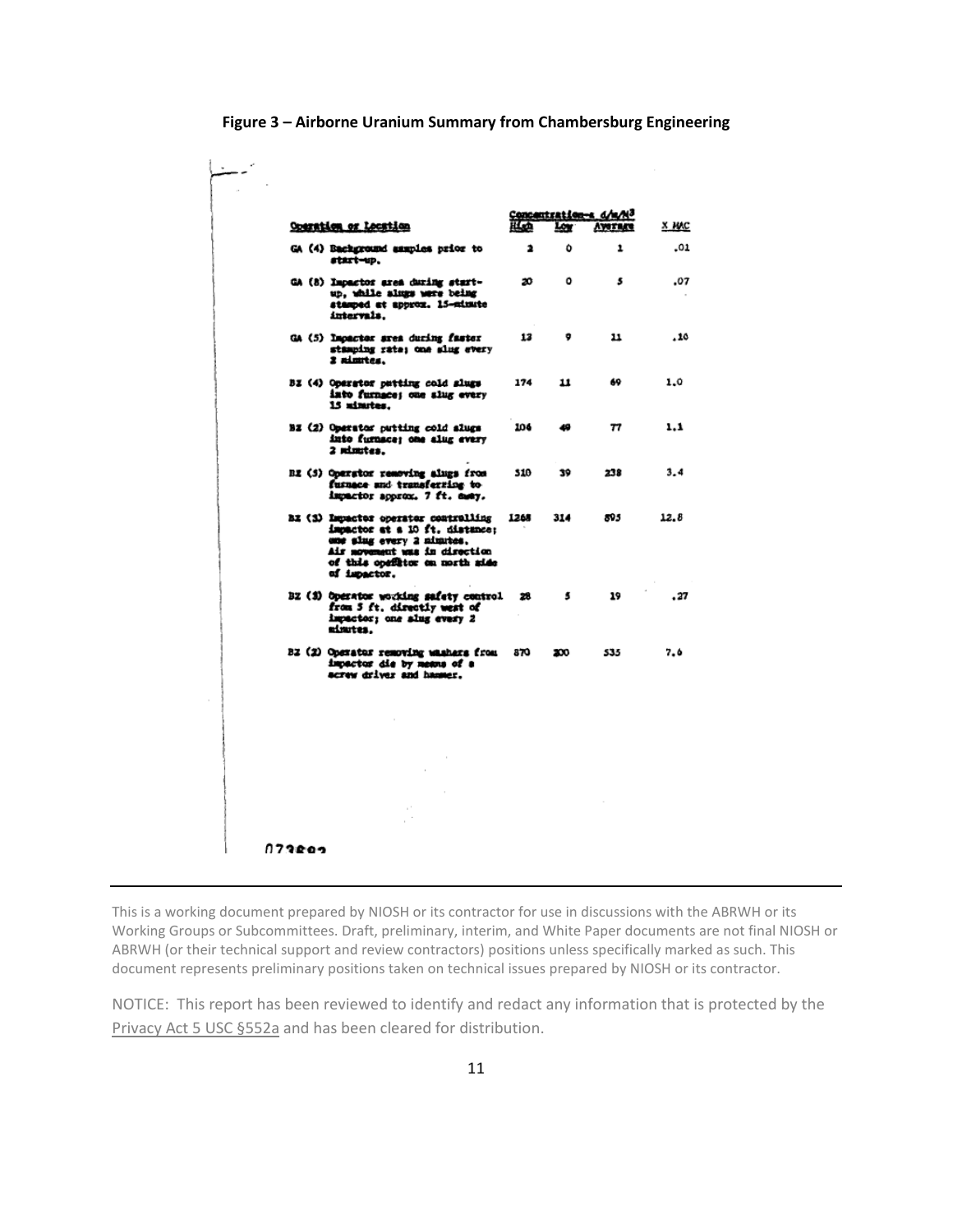**Figure 3 – Airborne Uranium Summary from Chambersburg Engineering**

| Operation or Location | Concentration—a d/m/M$^3$ High | Low | Average | X MAC |
|---|---|---|---|---|
| GA (4) Background samples prior to start-up. | 2 | 0 | 1 | .01 |
| GA (8) Impactor area during start-up, while slugs were being stamped at approx. 15-minute intervals. | 20 | 0 | 5 | .07 |
| GA (5) Impactor area during faster stamping rate; one slug every 2 minutes. | 13 | 9 | 11 | .16 |
| BZ (4) Operator putting cold slugs into furnace; one slug every 15 minutes. | 174 | 11 | 69 | 1.0 |
| BZ (2) Operator putting cold slugs into furnace; one slug every 2 minutes. | 106 | 49 | 77 | 1.1 |
| BZ (5) Operator removing slugs from furnace and transferring to impactor approx. 7 ft. away. | 510 | 39 | 238 | 3.4 |
| BZ (3) Impactor operator controlling impactor at a 10 ft. distance; one slug every 2 minutes. Air movement was in direction of this operator on north side of impactor. | 1268 | 314 | 895 | 12.8 |
| BZ (3) Operator working safety control from 5 ft. directly west of impactor; one slug every 2 minutes. | 28 | 5 | 19 | .27 |
| BZ (2) Operator removing washers from impactor die by means of a screw driver and hammer. | 870 | 200 | 535 | 7.6 |

073893

This is a working document prepared by NIOSH or its contractor for use in discussions with the ABRWH or its Working Groups or Subcommittees. Draft, preliminary, interim, and White Paper documents are not final NIOSH or ABRWH (or their technical support and review contractors) positions unless specifically marked as such. This document represents preliminary positions taken on technical issues prepared by NIOSH or its contractor.

NOTICE: This report has been reviewed to identify and redact any information that is protected by the Privacy Act 5 USC §552a and has been cleared for distribution.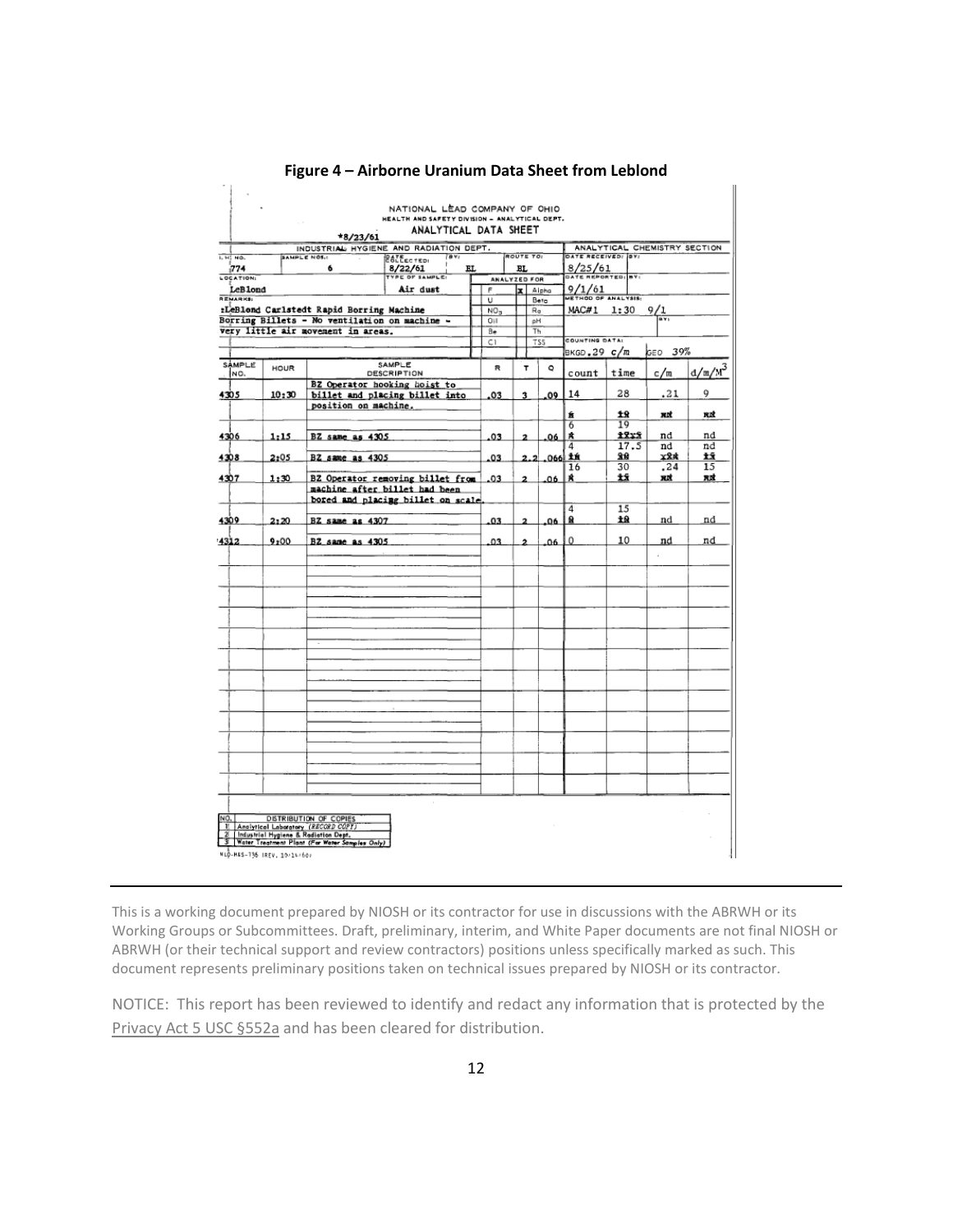**Figure 4 – Airborne Uranium Data Sheet from Leblond**

NATIONAL LEAD COMPANY OF OHIO
HEALTH AND SAFETY DIVISION – ANALYTICAL DEPT.
ANALYTICAL DATA SHEET

*8/23/61

INDUSTRIAL HYGIENE AND RADIATION DEPT. | ANALYTICAL CHEMISTRY SECTION

| I. H. NO. | SAMPLE NOS. | DATE COLLECTED | BY | ROUTE TO | DATE RECEIVED | BY |
|---|---|---|---|---|---|---|
| 774 | 6 | 8/22/61 | EL | EL | 8/25/61 | |

LOCATION: LeBlond
TYPE OF SAMPLE: Air dust
ANALYZED FOR: F, U, $NO_3$, Oil, Be, Cl, x Alpha, Beta, Ra, pH, Th, TSS
DATE REPORTED: 9/1/61
METHOD OF ANALYSIS: MAC#1 1:30 9/1

REMARKS:
:LeBlond Carlstedt Rapid Borring Machine
Borring Billets - No ventilation on machine - very little air movement in areas.

COUNTING DATA: BKGD .29 c/m GEO 39%

| SAMPLE NO. | HOUR | SAMPLE DESCRIPTION | R | T | Q | count | time | c/m | d/m/M³ |
|---|---|---|---|---|---|---|---|---|---|
| 4305 | 10:30 | BZ Operator hooking hoist to billet and placing billet into position on machine. | .03 | 3 | .09 | 14 | 28 | .21 | 9 |
| | | | | | | ~~x~~ 6 | ~~19~~ 19 | ~~nd~~ | ~~nd~~ |
| 4306 | 1:15 | BZ same as 4305 | .03 | 2 | .06 | ~~x~~ 4 | ~~17.5~~ 17.5 | nd | nd |
| 4308 | 2:05 | BZ same as 4305 | .03 | 2.2 | .066 | ~~1x~~ 16 | ~~30~~ 30 | ~~x24~~ .24 | ~~15~~ 15 |
| 4307 | 1:30 | BZ Operator removing billet from machine after billet had been bored and placing billet on scale. | .03 | 2 | .06 | ~~x~~ 4 | ~~15~~ 15 | ~~nd~~ nd | ~~nd~~ nd |
| 4309 | 2:20 | BZ same as 4307 | .03 | 2 | .06 | ~~0~~ | ~~10~~ | nd | nd |
| 4312 | 9:00 | BZ same as 4305 | .03 | 2 | .06 | 0 | 10 | nd | nd |

| NO. | DISTRIBUTION OF COPIES |
|---|---|
| 1 | Analytical Laboratory (RECORD COPY) |
| 2 | Industrial Hygiene & Radiation Dept. |
| 3 | Water Treatment Plant (For Water Samples Only) |

NLO-HAS-T36 (REV. 10/14/60)

This is a working document prepared by NIOSH or its contractor for use in discussions with the ABRWH or its Working Groups or Subcommittees. Draft, preliminary, interim, and White Paper documents are not final NIOSH or ABRWH (or their technical support and review contractors) positions unless specifically marked as such. This document represents preliminary positions taken on technical issues prepared by NIOSH or its contractor.

NOTICE: This report has been reviewed to identify and redact any information that is protected by the Privacy Act 5 USC §552a and has been cleared for distribution.